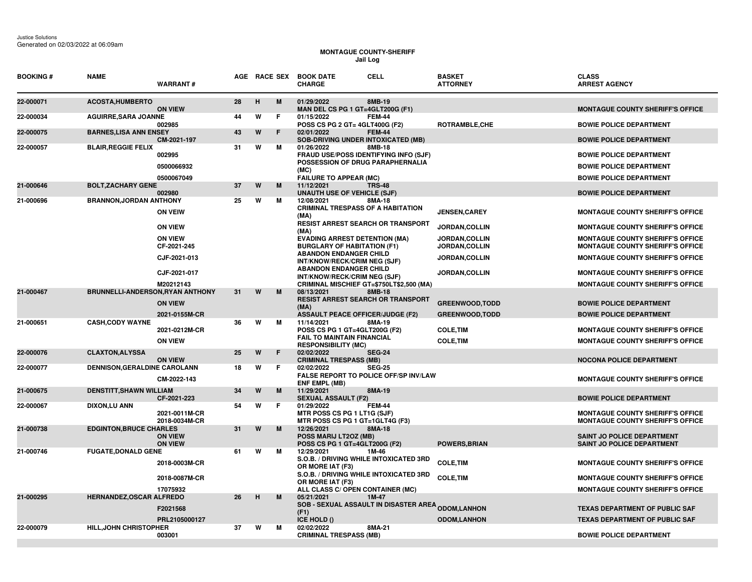Justice Solutions
Generated on 02/03/2022 at 06:09am

**MONTAGUE COUNTY-SHERIFF**
**Jail Log**

| BOOKING # | NAME | WARRANT # | AGE | RACE | SEX | BOOK DATE / CHARGE | CELL | BASKET / ATTORNEY | CLASS / ARREST AGENCY |
|---|---|---|---|---|---|---|---|---|---|
| 22-000071 | ACOSTA,HUMBERTO | ON VIEW | 28 | H | M | 01/29/2022<br>MAN DEL CS PG 1 GT=4GLT200G (F1) | 8MB-19 | | MONTAGUE COUNTY SHERIFF'S OFFICE |
| 22-000034 | AGUIRRE,SARA JOANNE | 002985 | 44 | W | F | 01/15/2022<br>POSS CS PG 2 GT= 4GLT400G (F2) | FEM-44 | ROTRAMBLE,CHE | BOWIE POLICE DEPARTMENT |
| 22-000075 | BARNES,LISA ANN ENSEY | CM-2021-197 | 43 | W | F | 02/01/2022<br>SOB-DRIVING UNDER INTOXICATED (MB) | FEM-44 | | BOWIE POLICE DEPARTMENT |
| 22-000057 | BLAIR,REGGIE FELIX | 002995 | 31 | W | M | 01/26/2022<br>FRAUD USE/POSS IDENTIFYING INFO (SJF) | 8MB-18 | | BOWIE POLICE DEPARTMENT |
| | | 0500066932 | | | | POSSESSION OF DRUG PARAPHERNALIA (MC) | | | BOWIE POLICE DEPARTMENT |
| | | 0500067049 | | | | FAILURE TO APPEAR (MC) | | | BOWIE POLICE DEPARTMENT |
| 21-000646 | BOLT,ZACHARY GENE | 002980 | 37 | W | M | 11/12/2021<br>UNAUTH USE OF VEHICLE (SJF) | TRS-48 | | BOWIE POLICE DEPARTMENT |
| 21-000696 | BRANNON,JORDAN ANTHONY | ON VEIW | 25 | W | M | 12/08/2021<br>CRIMINAL TRESPASS OF A HABITATION (MA) | 8MA-18 | JENSEN,CAREY | MONTAGUE COUNTY SHERIFF'S OFFICE |
| | | ON VIEW | | | | RESIST ARREST SEARCH OR TRANSPORT (MA) | | JORDAN,COLLIN | MONTAGUE COUNTY SHERIFF'S OFFICE |
| | | ON VIEW | | | | EVADING ARREST DETENTION (MA) | | JORDAN,COLLIN | MONTAGUE COUNTY SHERIFF'S OFFICE |
| | | CF-2021-245 | | | | BURGLARY OF HABITATION (F1) | | JORDAN,COLLIN | MONTAGUE COUNTY SHERIFF'S OFFICE |
| | | CJF-2021-013 | | | | ABANDON ENDANGER CHILD INT/KNOW/RECK/CRIM NEG (SJF) | | JORDAN,COLLIN | MONTAGUE COUNTY SHERIFF'S OFFICE |
| | | CJF-2021-017 | | | | ABANDON ENDANGER CHILD INT/KNOW/RECK/CRIM NEG (SJF) | | JORDAN,COLLIN | MONTAGUE COUNTY SHERIFF'S OFFICE |
| | | M20212143 | | | | CRIMINAL MISCHIEF GT=$750LT$2,500 (MA) | | | MONTAGUE COUNTY SHERIFF'S OFFICE |
| 21-000467 | BRUNNELLI-ANDERSON,RYAN ANTHONY | ON VIEW | 31 | W | M | 08/13/2021<br>RESIST ARREST SEARCH OR TRANSPORT (MA) | 8MB-18 | GREENWOOD,TODD | BOWIE POLICE DEPARTMENT |
| | | 2021-0155M-CR | | | | ASSAULT PEACE OFFICER/JUDGE (F2) | | GREENWOOD,TODD | BOWIE POLICE DEPARTMENT |
| 21-000651 | CASH,CODY WAYNE | 2021-0212M-CR | 36 | W | M | 11/14/2021<br>POSS CS PG 1 GT=4GLT200G (F2) | 8MA-19 | COLE,TIM | MONTAGUE COUNTY SHERIFF'S OFFICE |
| | | ON VIEW | | | | FAIL TO MAINTAIN FINANCIAL RESPONSIBILITY (MC) | | COLE,TIM | MONTAGUE COUNTY SHERIFF'S OFFICE |
| 22-000076 | CLAXTON,ALYSSA | ON VIEW | 25 | W | F | 02/02/2022<br>CRIMINAL TRESPASS (MB) | SEG-24 | | NOCONA POLICE DEPARTMENT |
| 22-000077 | DENNISON,GERALDINE CAROLANN | CM-2022-143 | 18 | W | F | 02/02/2022<br>FALSE REPORT TO POLICE OFF/SP INV/LAW ENF EMPL (MB) | SEG-25 | | MONTAGUE COUNTY SHERIFF'S OFFICE |
| 21-000675 | DENSTITT,SHAWN WILLIAM | CF-2021-223 | 34 | W | M | 11/29/2021<br>SEXUAL ASSAULT (F2) | 8MA-19 | | BOWIE POLICE DEPARTMENT |
| 22-000067 | DIXON,LU ANN | 2021-0011M-CR | 54 | W | F | 01/29/2022<br>MTR POSS CS PG 1 LT1G (SJF) | FEM-44 | | MONTAGUE COUNTY SHERIFF'S OFFICE |
| | | 2018-0034M-CR | | | | MTR POSS CS PG 1 GT=1GLT4G (F3) | | | MONTAGUE COUNTY SHERIFF'S OFFICE |
| 21-000738 | EDGINTON,BRUCE CHARLES | ON VIEW | 31 | W | M | 12/26/2021<br>POSS MARIJ LT2OZ (MB) | 8MA-18 | | SAINT JO POLICE DEPARTMENT |
| | | ON VIEW | | | | POSS CS PG 1 GT=4GLT200G (F2) | | POWERS,BRIAN | SAINT JO POLICE DEPARTMENT |
| 21-000746 | FUGATE,DONALD GENE | 2018-0003M-CR | 61 | W | M | 12/29/2021<br>S.O.B. / DRIVING WHILE INTOXICATED 3RD OR MORE IAT (F3) | 1M-46 | COLE,TIM | MONTAGUE COUNTY SHERIFF'S OFFICE |
| | | 2018-0087M-CR | | | | S.O.B. / DRIVING WHILE INTOXICATED 3RD OR MORE IAT (F3) | | COLE,TIM | MONTAGUE COUNTY SHERIFF'S OFFICE |
| | | 17075932 | | | | ALL CLASS C/ OPEN CONTAINER (MC) | | | MONTAGUE COUNTY SHERIFF'S OFFICE |
| 21-000295 | HERNANDEZ,OSCAR ALFREDO | F2021568 | 26 | H | M | 05/21/2021<br>SOB - SEXUAL ASSAULT IN DISASTER AREA (F1) | 1M-47 | ODOM,LANHON | TEXAS DEPARTMENT OF PUBLIC SAF |
| | | PRL2105000127 | | | | ICE HOLD () | | ODOM,LANHON | TEXAS DEPARTMENT OF PUBLIC SAF |
| 22-000079 | HILL,JOHN CHRISTOPHER | 003001 | 37 | W | M | 02/02/2022<br>CRIMINAL TRESPASS (MB) | 8MA-21 | | BOWIE POLICE DEPARTMENT |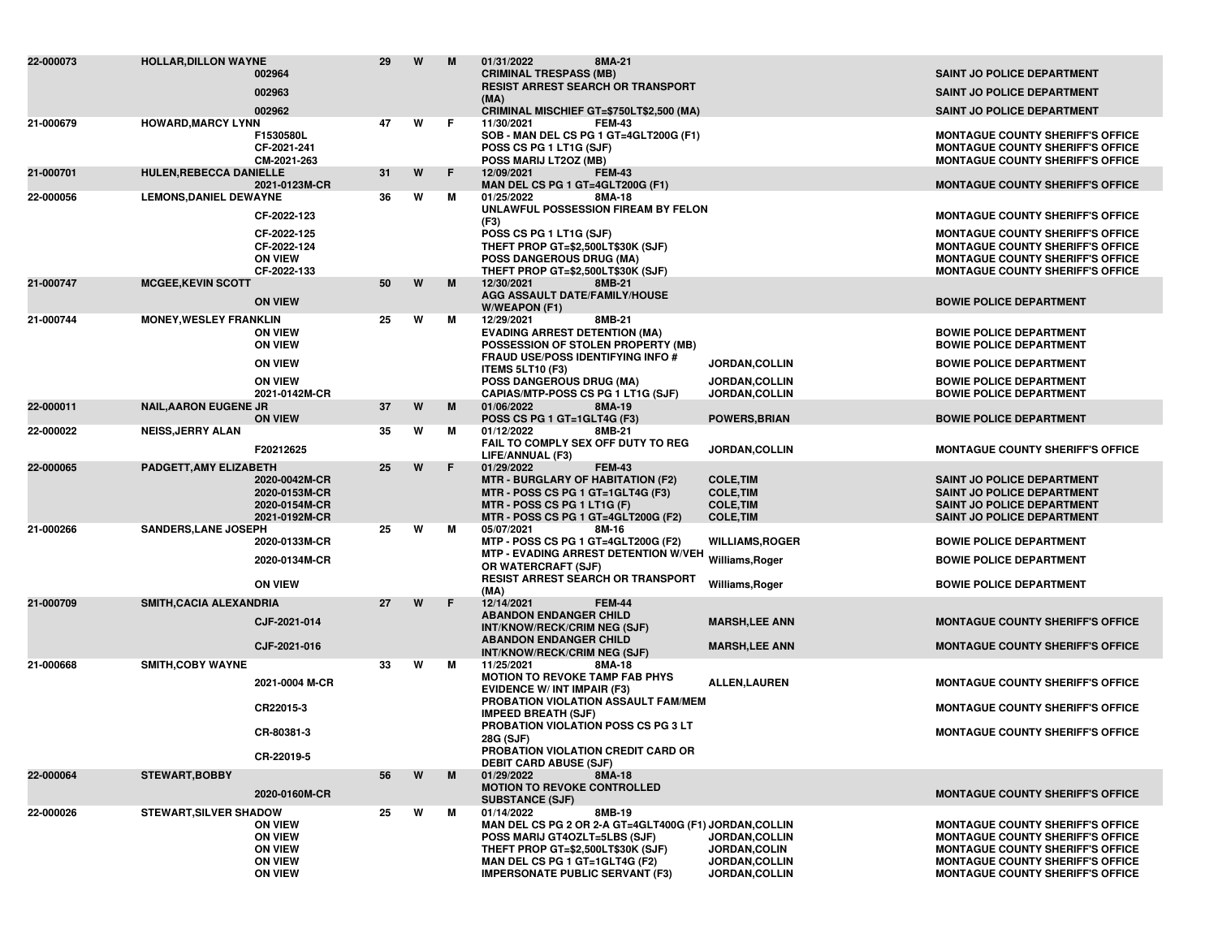| Booking # | Name / Cause # | Age | Race | Sex | Date / Location / Charge | Judge | Agency |
|---|---|---|---|---|---|---|---|
| 22-000073 | HOLLAR,DILLON WAYNE | 29 | W | M | 01/31/2022 8MA-21 | | |
| | 002964 | | | | CRIMINAL TRESPASS (MB) | | SAINT JO POLICE DEPARTMENT |
| | 002963 | | | | RESIST ARREST SEARCH OR TRANSPORT (MA) | | SAINT JO POLICE DEPARTMENT |
| | 002962 | | | | CRIMINAL MISCHIEF GT=$750LT$2,500 (MA) | | SAINT JO POLICE DEPARTMENT |
| 21-000679 | HOWARD,MARCY LYNN | 47 | W | F | 11/30/2021 FEM-43 | | |
| | F1530580L | | | | SOB - MAN DEL CS PG 1 GT=4GLT200G (F1) | | MONTAGUE COUNTY SHERIFF'S OFFICE |
| | CF-2021-241 | | | | POSS CS PG 1 LT1G (SJF) | | MONTAGUE COUNTY SHERIFF'S OFFICE |
| | CM-2021-263 | | | | POSS MARIJ LT2OZ (MB) | | MONTAGUE COUNTY SHERIFF'S OFFICE |
| 21-000701 | HULEN,REBECCA DANIELLE | 31 | W | F | 12/09/2021 FEM-43 | | |
| | 2021-0123M-CR | | | | MAN DEL CS PG 1 GT=4GLT200G (F1) | | MONTAGUE COUNTY SHERIFF'S OFFICE |
| 22-000056 | LEMONS,DANIEL DEWAYNE | 36 | W | M | 01/25/2022 8MA-18 | | |
| | CF-2022-123 | | | | UNLAWFUL POSSESSION FIREAM BY FELON (F3) | | MONTAGUE COUNTY SHERIFF'S OFFICE |
| | CF-2022-125 | | | | POSS CS PG 1 LT1G (SJF) | | MONTAGUE COUNTY SHERIFF'S OFFICE |
| | CF-2022-124 | | | | THEFT PROP GT=$2,500LT$30K (SJF) | | MONTAGUE COUNTY SHERIFF'S OFFICE |
| | ON VIEW | | | | POSS DANGEROUS DRUG (MA) | | MONTAGUE COUNTY SHERIFF'S OFFICE |
| | CF-2022-133 | | | | THEFT PROP GT=$2,500LT$30K (SJF) | | MONTAGUE COUNTY SHERIFF'S OFFICE |
| 21-000747 | MCGEE,KEVIN SCOTT | 50 | W | M | 12/30/2021 8MB-21 | | |
| | ON VIEW | | | | AGG ASSAULT DATE/FAMILY/HOUSE W/WEAPON (F1) | | BOWIE POLICE DEPARTMENT |
| 21-000744 | MONEY,WESLEY FRANKLIN | 25 | W | M | 12/29/2021 8MB-21 | | |
| | ON VIEW | | | | EVADING ARREST DETENTION (MA) | | BOWIE POLICE DEPARTMENT |
| | ON VIEW | | | | POSSESSION OF STOLEN PROPERTY (MB) | | BOWIE POLICE DEPARTMENT |
| | ON VIEW | | | | FRAUD USE/POSS IDENTIFYING INFO # ITEMS 5LT10 (F3) | JORDAN,COLLIN | BOWIE POLICE DEPARTMENT |
| | ON VIEW | | | | POSS DANGEROUS DRUG (MA) | JORDAN,COLLIN | BOWIE POLICE DEPARTMENT |
| | 2021-0142M-CR | | | | CAPIAS/MTP-POSS CS PG 1 LT1G (SJF) | JORDAN,COLLIN | BOWIE POLICE DEPARTMENT |
| 22-000011 | NAIL,AARON EUGENE JR | 37 | W | M | 01/06/2022 8MA-19 | | |
| | ON VIEW | | | | POSS CS PG 1 GT=1GLT4G (F3) | POWERS,BRIAN | BOWIE POLICE DEPARTMENT |
| 22-000022 | NEISS,JERRY ALAN | 35 | W | M | 01/12/2022 8MB-21 | | |
| | F20212625 | | | | FAIL TO COMPLY SEX OFF DUTY TO REG LIFE/ANNUAL (F3) | JORDAN,COLLIN | MONTAGUE COUNTY SHERIFF'S OFFICE |
| 22-000065 | PADGETT,AMY ELIZABETH | 25 | W | F | 01/29/2022 FEM-43 | | |
| | 2020-0042M-CR | | | | MTR - BURGLARY OF HABITATION (F2) | COLE,TIM | SAINT JO POLICE DEPARTMENT |
| | 2020-0153M-CR | | | | MTR - POSS CS PG 1 GT=1GLT4G (F3) | COLE,TIM | SAINT JO POLICE DEPARTMENT |
| | 2020-0154M-CR | | | | MTR - POSS CS PG 1 LT1G (F) | COLE,TIM | SAINT JO POLICE DEPARTMENT |
| | 2021-0192M-CR | | | | MTR - POSS CS PG 1 GT=4GLT200G (F2) | COLE,TIM | SAINT JO POLICE DEPARTMENT |
| 21-000266 | SANDERS,LANE JOSEPH | 25 | W | M | 05/07/2021 8M-16 | | |
| | 2020-0133M-CR | | | | MTP - POSS CS PG 1 GT=4GLT200G (F2) | WILLIAMS,ROGER | BOWIE POLICE DEPARTMENT |
| | 2020-0134M-CR | | | | MTP - EVADING ARREST DETENTION W/VEH OR WATERCRAFT (SJF) | Williams,Roger | BOWIE POLICE DEPARTMENT |
| | ON VIEW | | | | RESIST ARREST SEARCH OR TRANSPORT (MA) | Williams,Roger | BOWIE POLICE DEPARTMENT |
| 21-000709 | SMITH,CACIA ALEXANDRIA | 27 | W | F | 12/14/2021 FEM-44 | | |
| | CJF-2021-014 | | | | ABANDON ENDANGER CHILD INT/KNOW/RECK/CRIM NEG (SJF) | MARSH,LEE ANN | MONTAGUE COUNTY SHERIFF'S OFFICE |
| | CJF-2021-016 | | | | ABANDON ENDANGER CHILD INT/KNOW/RECK/CRIM NEG (SJF) | MARSH,LEE ANN | MONTAGUE COUNTY SHERIFF'S OFFICE |
| 21-000668 | SMITH,COBY WAYNE | 33 | W | M | 11/25/2021 8MA-18 | | |
| | 2021-0004 M-CR | | | | MOTION TO REVOKE TAMP FAB PHYS EVIDENCE W/ INT IMPAIR (F3) | ALLEN,LAUREN | MONTAGUE COUNTY SHERIFF'S OFFICE |
| | CR22015-3 | | | | PROBATION VIOLATION ASSAULT FAM/MEM IMPEED BREATH (SJF) | | MONTAGUE COUNTY SHERIFF'S OFFICE |
| | CR-80381-3 | | | | PROBATION VIOLATION POSS CS PG 3 LT 28G (SJF) | | MONTAGUE COUNTY SHERIFF'S OFFICE |
| | CR-22019-5 | | | | PROBATION VIOLATION CREDIT CARD OR DEBIT CARD ABUSE (SJF) | | |
| 22-000064 | STEWART,BOBBY | 56 | W | M | 01/29/2022 8MA-18 | | |
| | 2020-0160M-CR | | | | MOTION TO REVOKE CONTROLLED SUBSTANCE (SJF) | | MONTAGUE COUNTY SHERIFF'S OFFICE |
| 22-000026 | STEWART,SILVER SHADOW | 25 | W | M | 01/14/2022 8MB-19 | | |
| | ON VIEW | | | | MAN DEL CS PG 2 OR 2-A GT=4GLT400G (F1) | JORDAN,COLLIN | MONTAGUE COUNTY SHERIFF'S OFFICE |
| | ON VIEW | | | | POSS MARIJ GT4OZLT=5LBS (SJF) | JORDAN,COLLIN | MONTAGUE COUNTY SHERIFF'S OFFICE |
| | ON VIEW | | | | THEFT PROP GT=$2,500LT$30K (SJF) | JORDAN,COLIN | MONTAGUE COUNTY SHERIFF'S OFFICE |
| | ON VIEW | | | | MAN DEL CS PG 1 GT=1GLT4G (F2) | JORDAN,COLLIN | MONTAGUE COUNTY SHERIFF'S OFFICE |
| | ON VIEW | | | | IMPERSONATE PUBLIC SERVANT (F3) | JORDAN,COLLIN | MONTAGUE COUNTY SHERIFF'S OFFICE |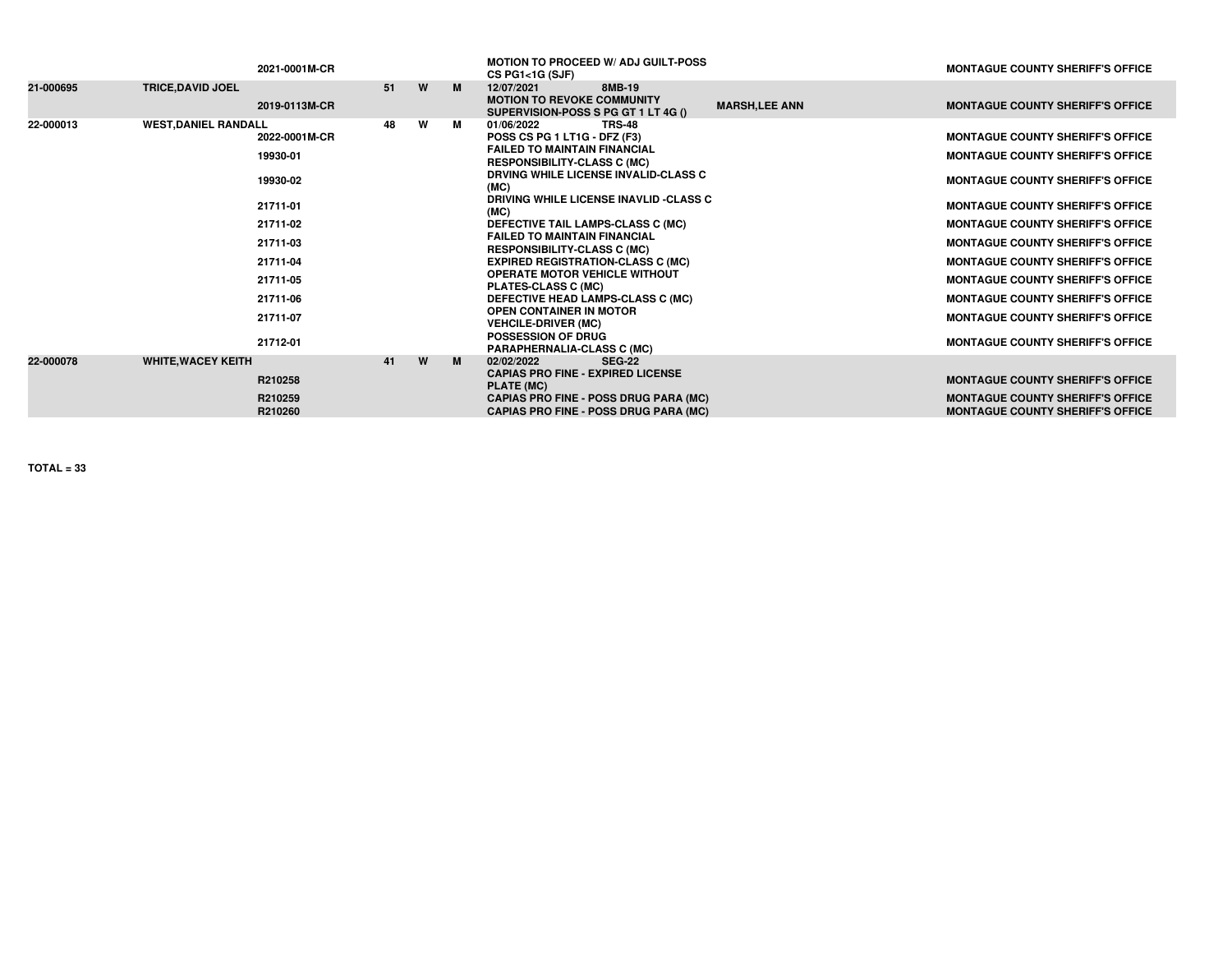| | | | | | | | | | |
|---|---|---|---|---|---|---|---|---|---|
| | | 2021-0001M-CR | | | | MOTION TO PROCEED W/ ADJ GUILT-POSS CS PG1<1G (SJF) | | | MONTAGUE COUNTY SHERIFF'S OFFICE |
| 21-000695 | TRICE,DAVID JOEL | | 51 | W | M | 12/07/2021 | 8MB-19 | | |
| | | 2019-0113M-CR | | | | MOTION TO REVOKE COMMUNITY SUPERVISION-POSS S PG GT 1 LT 4G () | | MARSH,LEE ANN | MONTAGUE COUNTY SHERIFF'S OFFICE |
| 22-000013 | WEST,DANIEL RANDALL | | 48 | W | M | 01/06/2022 | TRS-48 | | |
| | | 2022-0001M-CR | | | | POSS CS PG 1 LT1G - DFZ (F3) | | | MONTAGUE COUNTY SHERIFF'S OFFICE |
| | | 19930-01 | | | | FAILED TO MAINTAIN FINANCIAL RESPONSIBILITY-CLASS C (MC) | | | MONTAGUE COUNTY SHERIFF'S OFFICE |
| | | 19930-02 | | | | DRVING WHILE LICENSE INVALID-CLASS C (MC) | | | MONTAGUE COUNTY SHERIFF'S OFFICE |
| | | 21711-01 | | | | DRIVING WHILE LICENSE INAVLID -CLASS C (MC) | | | MONTAGUE COUNTY SHERIFF'S OFFICE |
| | | 21711-02 | | | | DEFECTIVE TAIL LAMPS-CLASS C (MC) | | | MONTAGUE COUNTY SHERIFF'S OFFICE |
| | | 21711-03 | | | | FAILED TO MAINTAIN FINANCIAL RESPONSIBILITY-CLASS C (MC) | | | MONTAGUE COUNTY SHERIFF'S OFFICE |
| | | 21711-04 | | | | EXPIRED REGISTRATION-CLASS C (MC) | | | MONTAGUE COUNTY SHERIFF'S OFFICE |
| | | 21711-05 | | | | OPERATE MOTOR VEHICLE WITHOUT PLATES-CLASS C (MC) | | | MONTAGUE COUNTY SHERIFF'S OFFICE |
| | | 21711-06 | | | | DEFECTIVE HEAD LAMPS-CLASS C (MC) | | | MONTAGUE COUNTY SHERIFF'S OFFICE |
| | | 21711-07 | | | | OPEN CONTAINER IN MOTOR VEHCILE-DRIVER (MC) | | | MONTAGUE COUNTY SHERIFF'S OFFICE |
| | | 21712-01 | | | | POSSESSION OF DRUG PARAPHERNALIA-CLASS C (MC) | | | MONTAGUE COUNTY SHERIFF'S OFFICE |
| 22-000078 | WHITE,WACEY KEITH | | 41 | W | M | 02/02/2022 | SEG-22 | | |
| | | R210258 | | | | CAPIAS PRO FINE - EXPIRED LICENSE PLATE (MC) | | | MONTAGUE COUNTY SHERIFF'S OFFICE |
| | | R210259 | | | | CAPIAS PRO FINE - POSS DRUG PARA (MC) | | | MONTAGUE COUNTY SHERIFF'S OFFICE |
| | | R210260 | | | | CAPIAS PRO FINE - POSS DRUG PARA (MC) | | | MONTAGUE COUNTY SHERIFF'S OFFICE |

**TOTAL = 33**